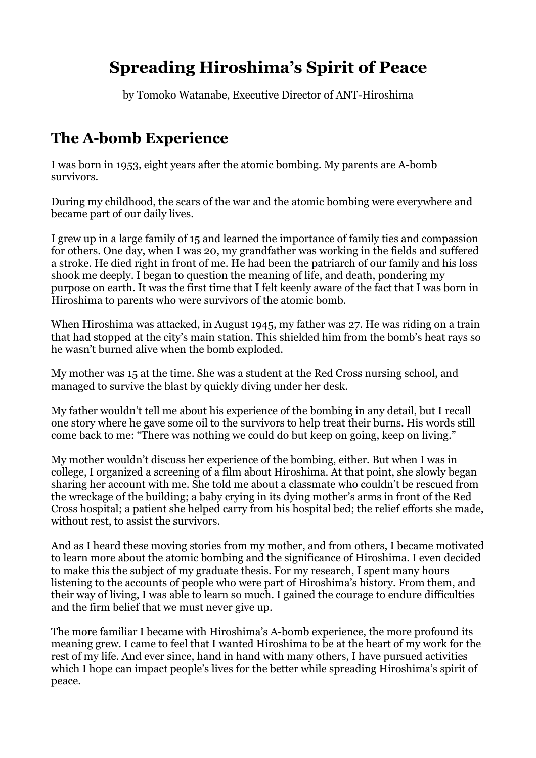# Spreading Hiroshima's Spirit of Peace

by Tomoko Watanabe, Executive Director of ANT-Hiroshima

## The A-bomb Experience

I was born in 1953, eight years after the atomic bombing. My parents are A-bomb survivors.

During my childhood, the scars of the war and the atomic bombing were everywhere and became part of our daily lives.

I grew up in a large family of 15 and learned the importance of family ties and compassion for others. One day, when I was 20, my grandfather was working in the fields and suffered a stroke. He died right in front of me. He had been the patriarch of our family and his loss shook me deeply. I began to question the meaning of life, and death, pondering my purpose on earth. It was the first time that I felt keenly aware of the fact that I was born in Hiroshima to parents who were survivors of the atomic bomb.

When Hiroshima was attacked, in August 1945, my father was 27. He was riding on a train that had stopped at the city's main station. This shielded him from the bomb's heat rays so he wasn't burned alive when the bomb exploded.

My mother was 15 at the time. She was a student at the Red Cross nursing school, and managed to survive the blast by quickly diving under her desk.

My father wouldn't tell me about his experience of the bombing in any detail, but I recall one story where he gave some oil to the survivors to help treat their burns. His words still come back to me: "There was nothing we could do but keep on going, keep on living."

My mother wouldn't discuss her experience of the bombing, either. But when I was in college, I organized a screening of a film about Hiroshima. At that point, she slowly began sharing her account with me. She told me about a classmate who couldn't be rescued from the wreckage of the building; a baby crying in its dying mother's arms in front of the Red Cross hospital; a patient she helped carry from his hospital bed; the relief efforts she made, without rest, to assist the survivors.

And as I heard these moving stories from my mother, and from others, I became motivated to learn more about the atomic bombing and the significance of Hiroshima. I even decided to make this the subject of my graduate thesis. For my research, I spent many hours listening to the accounts of people who were part of Hiroshima's history. From them, and their way of living, I was able to learn so much. I gained the courage to endure difficulties and the firm belief that we must never give up.

The more familiar I became with Hiroshima's A-bomb experience, the more profound its meaning grew. I came to feel that I wanted Hiroshima to be at the heart of my work for the rest of my life. And ever since, hand in hand with many others, I have pursued activities which I hope can impact people's lives for the better while spreading Hiroshima's spirit of peace.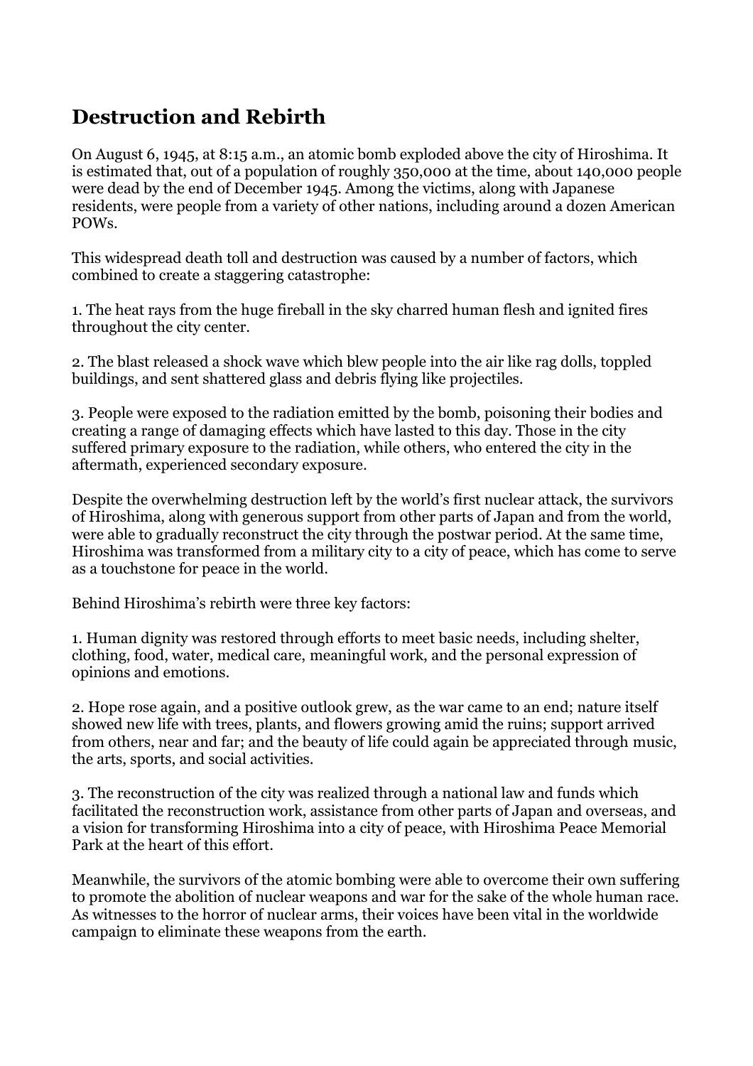## Destruction and Rebirth

On August 6, 1945, at 8:15 a.m., an atomic bomb exploded above the city of Hiroshima. It is estimated that, out of a population of roughly 350,000 at the time, about 140,000 people were dead by the end of December 1945. Among the victims, along with Japanese residents, were people from a variety of other nations, including around a dozen American POWs.

This widespread death toll and destruction was caused by a number of factors, which combined to create a staggering catastrophe:

1. The heat rays from the huge fireball in the sky charred human flesh and ignited fires throughout the city center.

2. The blast released a shock wave which blew people into the air like rag dolls, toppled buildings, and sent shattered glass and debris flying like projectiles.

3. People were exposed to the radiation emitted by the bomb, poisoning their bodies and creating a range of damaging effects which have lasted to this day. Those in the city suffered primary exposure to the radiation, while others, who entered the city in the aftermath, experienced secondary exposure.

Despite the overwhelming destruction left by the world's first nuclear attack, the survivors of Hiroshima, along with generous support from other parts of Japan and from the world, were able to gradually reconstruct the city through the postwar period. At the same time, Hiroshima was transformed from a military city to a city of peace, which has come to serve as a touchstone for peace in the world.

Behind Hiroshima's rebirth were three key factors:

1. Human dignity was restored through efforts to meet basic needs, including shelter, clothing, food, water, medical care, meaningful work, and the personal expression of opinions and emotions.

2. Hope rose again, and a positive outlook grew, as the war came to an end; nature itself showed new life with trees, plants, and flowers growing amid the ruins; support arrived from others, near and far; and the beauty of life could again be appreciated through music, the arts, sports, and social activities.

3. The reconstruction of the city was realized through a national law and funds which facilitated the reconstruction work, assistance from other parts of Japan and overseas, and a vision for transforming Hiroshima into a city of peace, with Hiroshima Peace Memorial Park at the heart of this effort.

Meanwhile, the survivors of the atomic bombing were able to overcome their own suffering to promote the abolition of nuclear weapons and war for the sake of the whole human race. As witnesses to the horror of nuclear arms, their voices have been vital in the worldwide campaign to eliminate these weapons from the earth.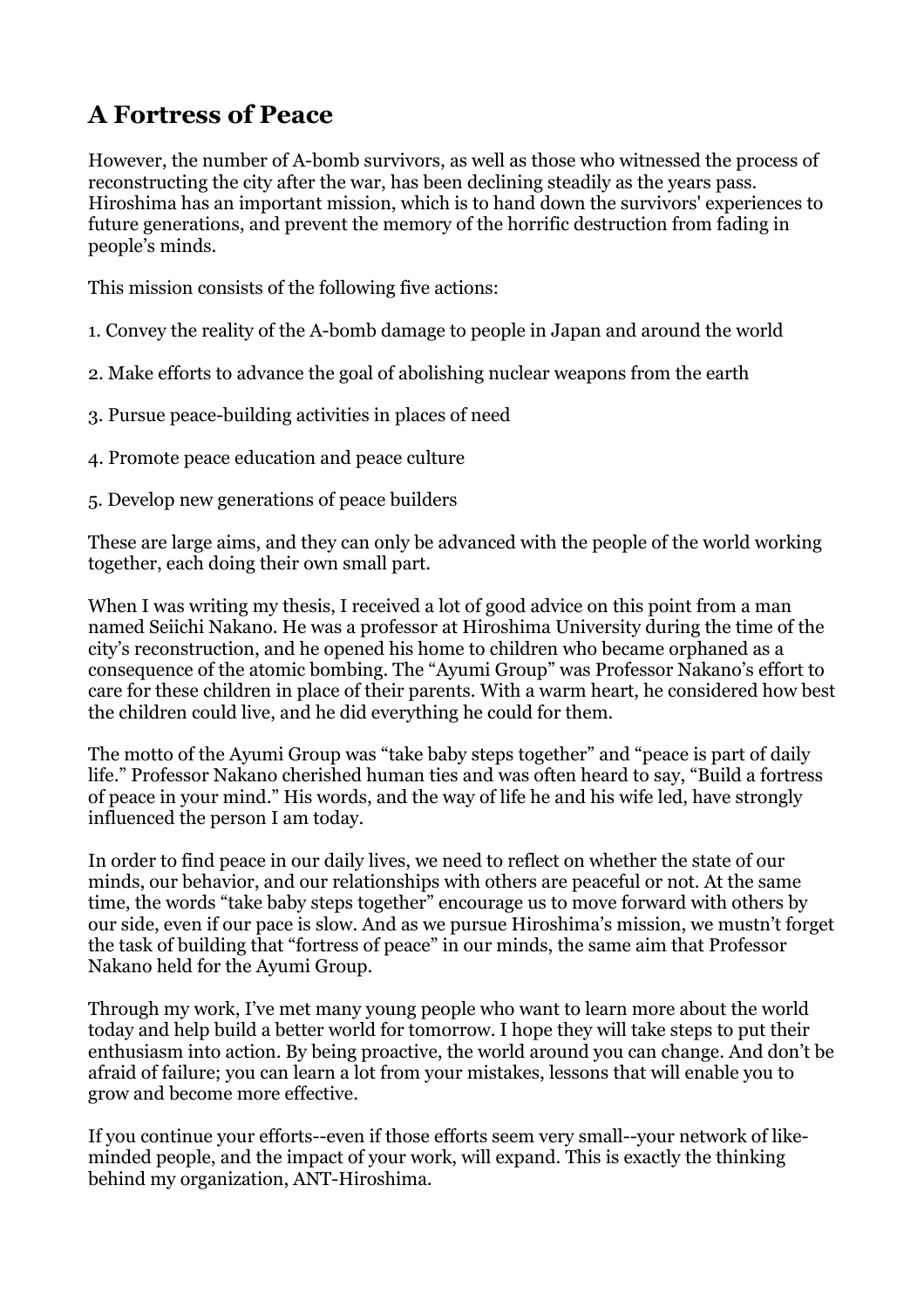## A Fortress of Peace

However, the number of A-bomb survivors, as well as those who witnessed the process of reconstructing the city after the war, has been declining steadily as the years pass. Hiroshima has an important mission, which is to hand down the survivors' experiences to future generations, and prevent the memory of the horrific destruction from fading in people's minds.

This mission consists of the following five actions:

1. Convey the reality of the A-bomb damage to people in Japan and around the world

2. Make efforts to advance the goal of abolishing nuclear weapons from the earth

3. Pursue peace-building activities in places of need

4. Promote peace education and peace culture

5. Develop new generations of peace builders

These are large aims, and they can only be advanced with the people of the world working together, each doing their own small part.

When I was writing my thesis, I received a lot of good advice on this point from a man named Seiichi Nakano. He was a professor at Hiroshima University during the time of the city's reconstruction, and he opened his home to children who became orphaned as a consequence of the atomic bombing. The "Ayumi Group" was Professor Nakano's effort to care for these children in place of their parents. With a warm heart, he considered how best the children could live, and he did everything he could for them.

The motto of the Ayumi Group was "take baby steps together" and "peace is part of daily life." Professor Nakano cherished human ties and was often heard to say, "Build a fortress of peace in your mind." His words, and the way of life he and his wife led, have strongly influenced the person I am today.

In order to find peace in our daily lives, we need to reflect on whether the state of our minds, our behavior, and our relationships with others are peaceful or not. At the same time, the words "take baby steps together" encourage us to move forward with others by our side, even if our pace is slow. And as we pursue Hiroshima's mission, we mustn't forget the task of building that "fortress of peace" in our minds, the same aim that Professor Nakano held for the Ayumi Group.

Through my work, I've met many young people who want to learn more about the world today and help build a better world for tomorrow. I hope they will take steps to put their enthusiasm into action. By being proactive, the world around you can change. And don't be afraid of failure; you can learn a lot from your mistakes, lessons that will enable you to grow and become more effective.

If you continue your efforts--even if those efforts seem very small--your network of like-minded people, and the impact of your work, will expand. This is exactly the thinking behind my organization, ANT-Hiroshima.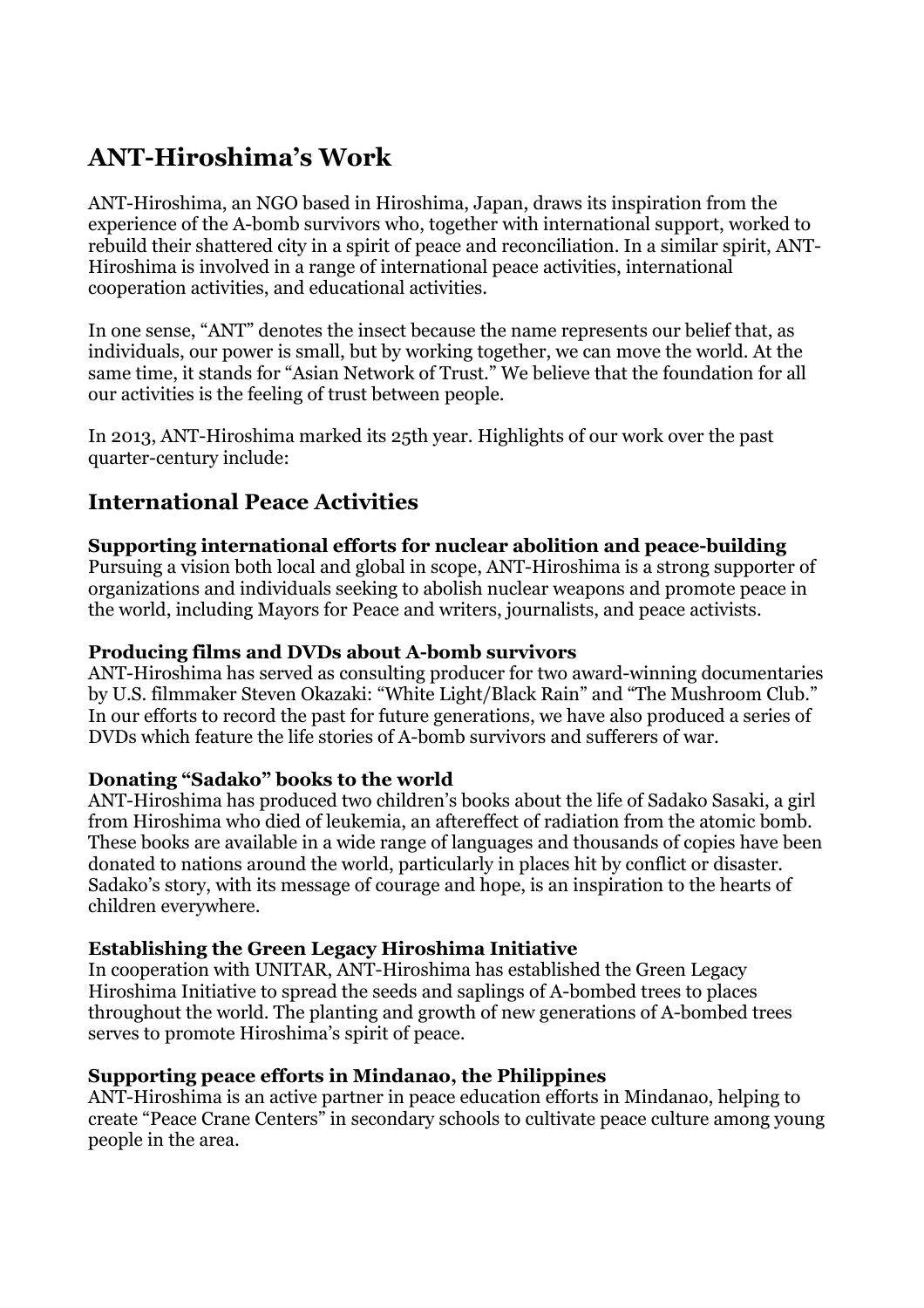# ANT-Hiroshima's Work

ANT-Hiroshima, an NGO based in Hiroshima, Japan, draws its inspiration from the experience of the A-bomb survivors who, together with international support, worked to rebuild their shattered city in a spirit of peace and reconciliation. In a similar spirit, ANT-Hiroshima is involved in a range of international peace activities, international cooperation activities, and educational activities.

In one sense, "ANT" denotes the insect because the name represents our belief that, as individuals, our power is small, but by working together, we can move the world. At the same time, it stands for "Asian Network of Trust." We believe that the foundation for all our activities is the feeling of trust between people.

In 2013, ANT-Hiroshima marked its 25th year. Highlights of our work over the past quarter-century include:

## International Peace Activities

**Supporting international efforts for nuclear abolition and peace-building**
Pursuing a vision both local and global in scope, ANT-Hiroshima is a strong supporter of organizations and individuals seeking to abolish nuclear weapons and promote peace in the world, including Mayors for Peace and writers, journalists, and peace activists.

**Producing films and DVDs about A-bomb survivors**
ANT-Hiroshima has served as consulting producer for two award-winning documentaries by U.S. filmmaker Steven Okazaki: "White Light/Black Rain" and "The Mushroom Club." In our efforts to record the past for future generations, we have also produced a series of DVDs which feature the life stories of A-bomb survivors and sufferers of war.

**Donating "Sadako" books to the world**
ANT-Hiroshima has produced two children's books about the life of Sadako Sasaki, a girl from Hiroshima who died of leukemia, an aftereffect of radiation from the atomic bomb. These books are available in a wide range of languages and thousands of copies have been donated to nations around the world, particularly in places hit by conflict or disaster. Sadako's story, with its message of courage and hope, is an inspiration to the hearts of children everywhere.

**Establishing the Green Legacy Hiroshima Initiative**
In cooperation with UNITAR, ANT-Hiroshima has established the Green Legacy Hiroshima Initiative to spread the seeds and saplings of A-bombed trees to places throughout the world. The planting and growth of new generations of A-bombed trees serves to promote Hiroshima's spirit of peace.

**Supporting peace efforts in Mindanao, the Philippines**
ANT-Hiroshima is an active partner in peace education efforts in Mindanao, helping to create "Peace Crane Centers" in secondary schools to cultivate peace culture among young people in the area.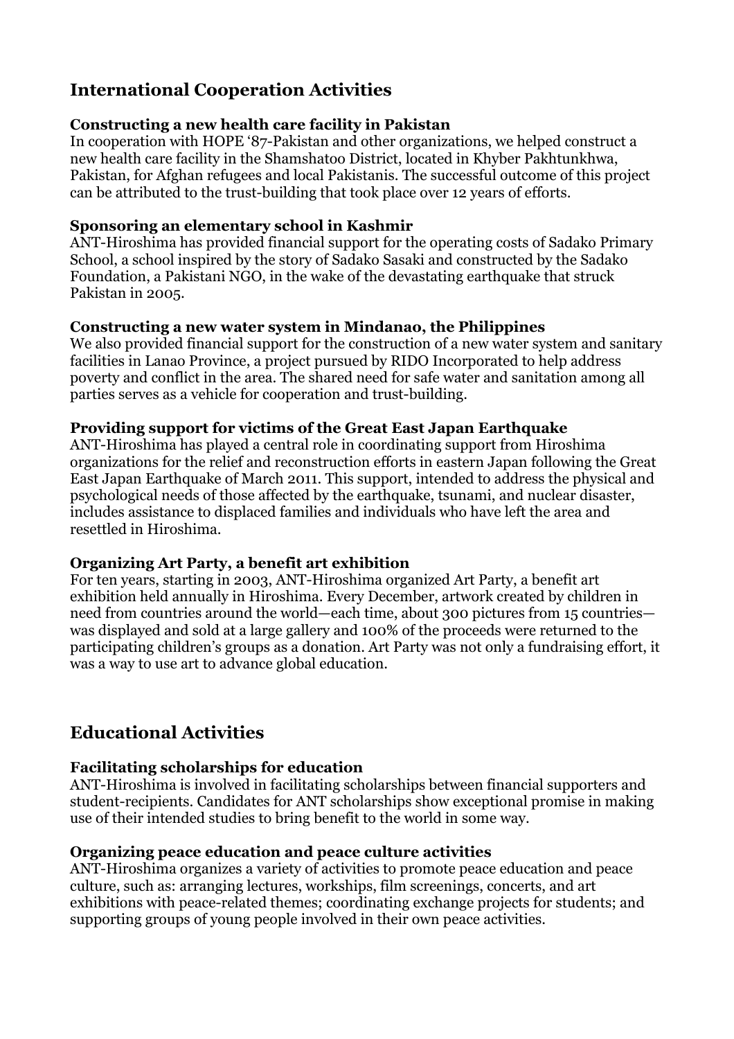## International Cooperation Activities

### Constructing a new health care facility in Pakistan

In cooperation with HOPE '87-Pakistan and other organizations, we helped construct a new health care facility in the Shamshatoo District, located in Khyber Pakhtunkhwa, Pakistan, for Afghan refugees and local Pakistanis. The successful outcome of this project can be attributed to the trust-building that took place over 12 years of efforts.

### Sponsoring an elementary school in Kashmir

ANT-Hiroshima has provided financial support for the operating costs of Sadako Primary School, a school inspired by the story of Sadako Sasaki and constructed by the Sadako Foundation, a Pakistani NGO, in the wake of the devastating earthquake that struck Pakistan in 2005.

### Constructing a new water system in Mindanao, the Philippines

We also provided financial support for the construction of a new water system and sanitary facilities in Lanao Province, a project pursued by RIDO Incorporated to help address poverty and conflict in the area. The shared need for safe water and sanitation among all parties serves as a vehicle for cooperation and trust-building.

### Providing support for victims of the Great East Japan Earthquake

ANT-Hiroshima has played a central role in coordinating support from Hiroshima organizations for the relief and reconstruction efforts in eastern Japan following the Great East Japan Earthquake of March 2011. This support, intended to address the physical and psychological needs of those affected by the earthquake, tsunami, and nuclear disaster, includes assistance to displaced families and individuals who have left the area and resettled in Hiroshima.

### Organizing Art Party, a benefit art exhibition

For ten years, starting in 2003, ANT-Hiroshima organized Art Party, a benefit art exhibition held annually in Hiroshima. Every December, artwork created by children in need from countries around the world—each time, about 300 pictures from 15 countries—was displayed and sold at a large gallery and 100% of the proceeds were returned to the participating children's groups as a donation. Art Party was not only a fundraising effort, it was a way to use art to advance global education.

## Educational Activities

### Facilitating scholarships for education

ANT-Hiroshima is involved in facilitating scholarships between financial supporters and student-recipients. Candidates for ANT scholarships show exceptional promise in making use of their intended studies to bring benefit to the world in some way.

### Organizing peace education and peace culture activities

ANT-Hiroshima organizes a variety of activities to promote peace education and peace culture, such as: arranging lectures, workships, film screenings, concerts, and art exhibitions with peace-related themes; coordinating exchange projects for students; and supporting groups of young people involved in their own peace activities.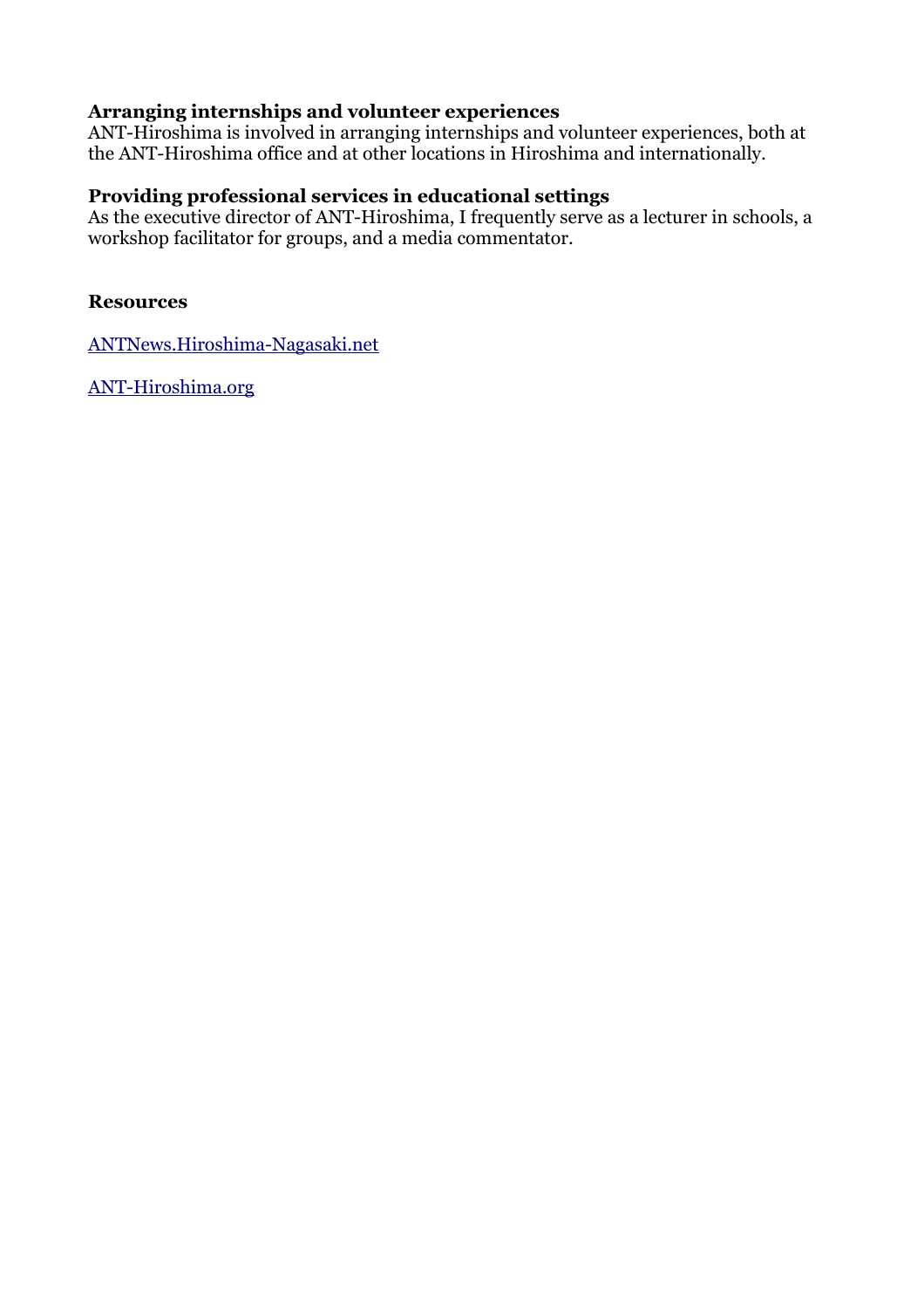**Arranging internships and volunteer experiences**
ANT-Hiroshima is involved in arranging internships and volunteer experiences, both at the ANT-Hiroshima office and at other locations in Hiroshima and internationally.

**Providing professional services in educational settings**
As the executive director of ANT-Hiroshima, I frequently serve as a lecturer in schools, a workshop facilitator for groups, and a media commentator.

**Resources**

ANTNews.Hiroshima-Nagasaki.net

ANT-Hiroshima.org